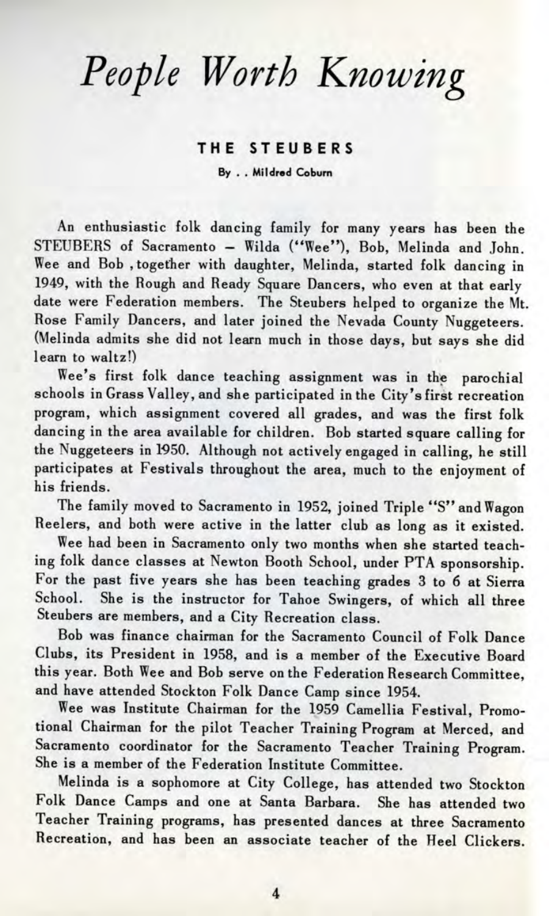# *People Worth Knowing*

## THE STEUBERS

**By . . Mildred Coburn**

An enthusiastic folk dancing family for many years has been the STEUBERS of Sacramento – Wilda ("Wee"), Bob, Melinda and John. Wee and Bob , together with daughter, Melinda, started folk dancing in 1949, with the Rough and Ready Square Dancers, who even at that early date were Federation members. The Steubers helped to organize the Mt. Rose Family Dancers, and later joined the Nevada County Nuggeteers. (Melinda admits she did not learn much in those days, but says she did learn to waltz!)

Wee's first folk dance teaching assignment was in the parochial schools in Grass Valley, and she participated in the City's first recreation program, which assignment covered all grades, and was the first folk dancing in the area available for children. Bob started square calling for the Nuggeteers in 1950. Although not actively engaged in calling, he still participates at Festivals throughout the area, much to the enjoyment of his friends.

The family moved to Sacramento in 1952, joined Triple "S" and Wagon Reelers, and both were active in the latter club as long as it existed.

Wee had been in Sacramento only two months when she started teaching folk dance classes at Newton Booth School, under PTA sponsorship. For the past five years she has been teaching grades 3 to 6 at Sierra School. She is the instructor for Tahoe Swingers, of which all three Steubers are members, and a City Recreation class.

Bob was finance chairman for the Sacramento Council of Folk Dance Clubs, its President in 1958, and is a member of the Executive Board this year. Both Wee and Bob serve on the Federation Research Committee, and have attended Stockton Folk Dance Camp since 1954.

Wee was Institute Chairman for the 1959 Camellia Festival, Promotional Chairman for the pilot Teacher Training Program at Merced, and Sacramento coordinator for the Sacramento Teacher Training Program. She is a member of the Federation Institute Committee.

Melinda is a sophomore at City College, has attended two Stockton Folk Dance Camps and one at Santa Barbara. She has attended two Teacher Training programs, has presented dances at three Sacramento Recreation, and has been an associate teacher of the Heel Clickers.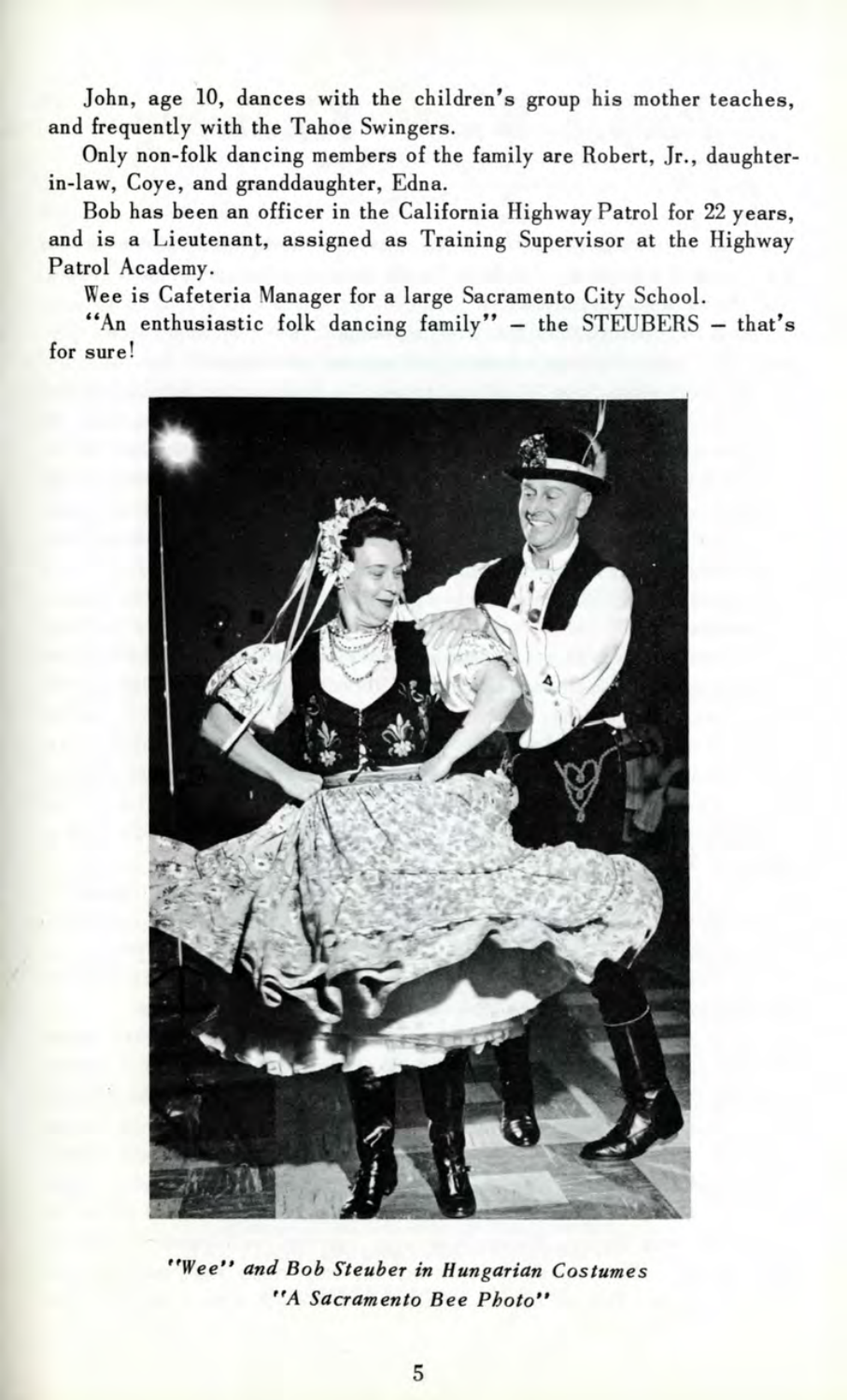John, age 10, dances with the children's group his mother teaches, and frequently with the Tahoe Swingers.

Only non-folk dancing members of the family are Robert, Jr., daughter-in-law, Coye, and granddaughter, Edna.

Bob has been an officer in the California Highway Patrol for 22 years, and is a Lieutenant, assigned as Training Supervisor at the Highway Patrol Academy.

Wee is Cafeteria Manager for a large Sacramento City School.

"An enthusiastic folk dancing family" – the STEUBERS – that's for sure!

*"Wee" and Bob Steuber in Hungarian Costumes*
*"A Sacramento Bee Photo"*